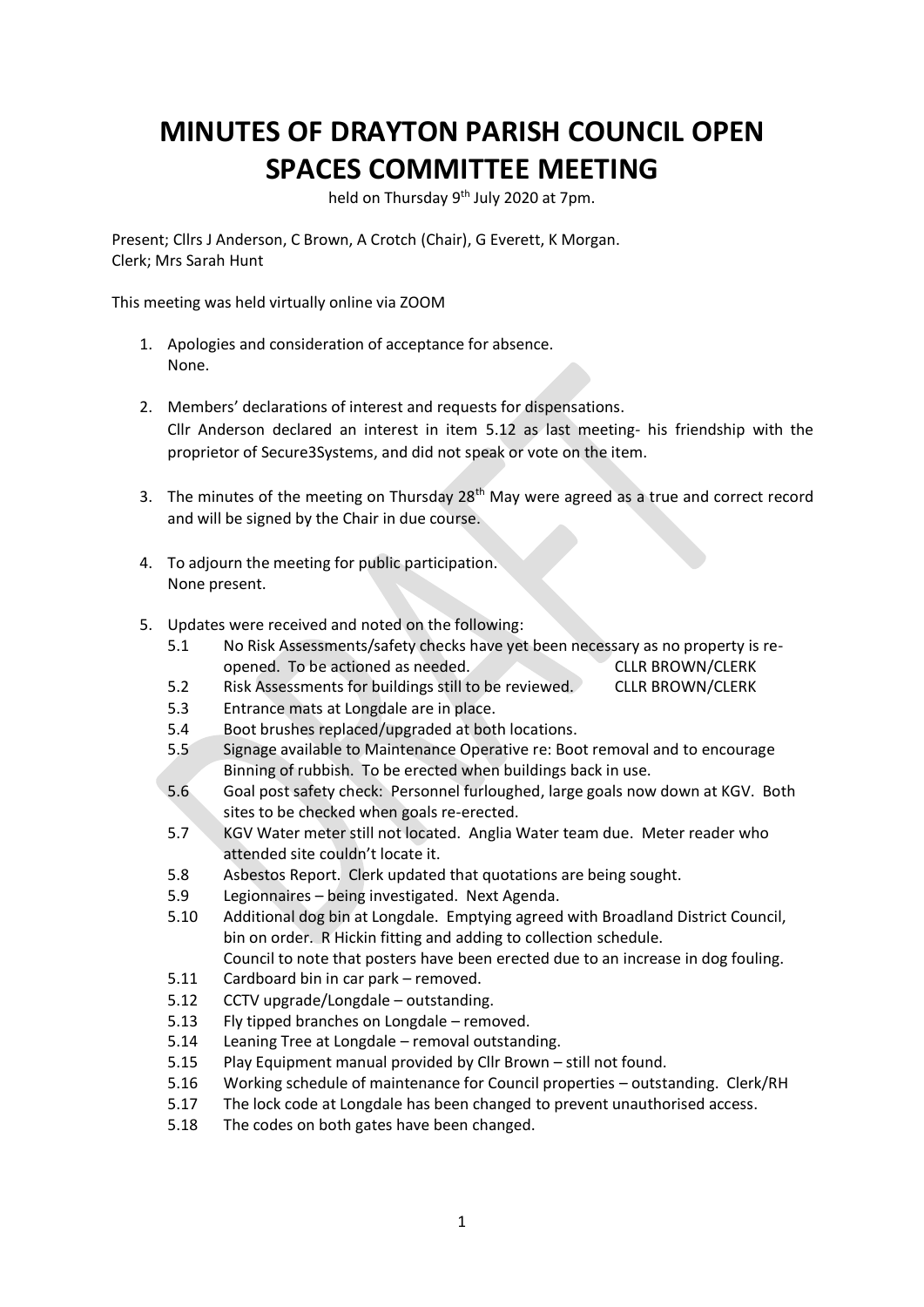# MINUTES OF DRAYTON PARISH COUNCIL OPEN SPACES COMMITTEE MEETING

held on Thursday 9th July 2020 at 7pm.

Present; Cllrs J Anderson, C Brown, A Crotch (Chair), G Everett, K Morgan.
Clerk; Mrs Sarah Hunt

This meeting was held virtually online via ZOOM

1. Apologies and consideration of acceptance for absence.
   None.

2. Members' declarations of interest and requests for dispensations.
   Cllr Anderson declared an interest in item 5.12 as last meeting- his friendship with the proprietor of Secure3Systems, and did not speak or vote on the item.

3. The minutes of the meeting on Thursday 28th May were agreed as a true and correct record and will be signed by the Chair in due course.

4. To adjourn the meeting for public participation.
   None present.

5. Updates were received and noted on the following:
   - 5.1 No Risk Assessments/safety checks have yet been necessary as no property is re-opened. To be actioned as needed. CLLR BROWN/CLERK
   - 5.2 Risk Assessments for buildings still to be reviewed. CLLR BROWN/CLERK
   - 5.3 Entrance mats at Longdale are in place.
   - 5.4 Boot brushes replaced/upgraded at both locations.
   - 5.5 Signage available to Maintenance Operative re: Boot removal and to encourage Binning of rubbish. To be erected when buildings back in use.
   - 5.6 Goal post safety check: Personnel furloughed, large goals now down at KGV. Both sites to be checked when goals re-erected.
   - 5.7 KGV Water meter still not located. Anglia Water team due. Meter reader who attended site couldn't locate it.
   - 5.8 Asbestos Report. Clerk updated that quotations are being sought.
   - 5.9 Legionnaires – being investigated. Next Agenda.
   - 5.10 Additional dog bin at Longdale. Emptying agreed with Broadland District Council, bin on order. R Hickin fitting and adding to collection schedule.
     Council to note that posters have been erected due to an increase in dog fouling.
   - 5.11 Cardboard bin in car park – removed.
   - 5.12 CCTV upgrade/Longdale – outstanding.
   - 5.13 Fly tipped branches on Longdale – removed.
   - 5.14 Leaning Tree at Longdale – removal outstanding.
   - 5.15 Play Equipment manual provided by Cllr Brown – still not found.
   - 5.16 Working schedule of maintenance for Council properties – outstanding. Clerk/RH
   - 5.17 The lock code at Longdale has been changed to prevent unauthorised access.
   - 5.18 The codes on both gates have been changed.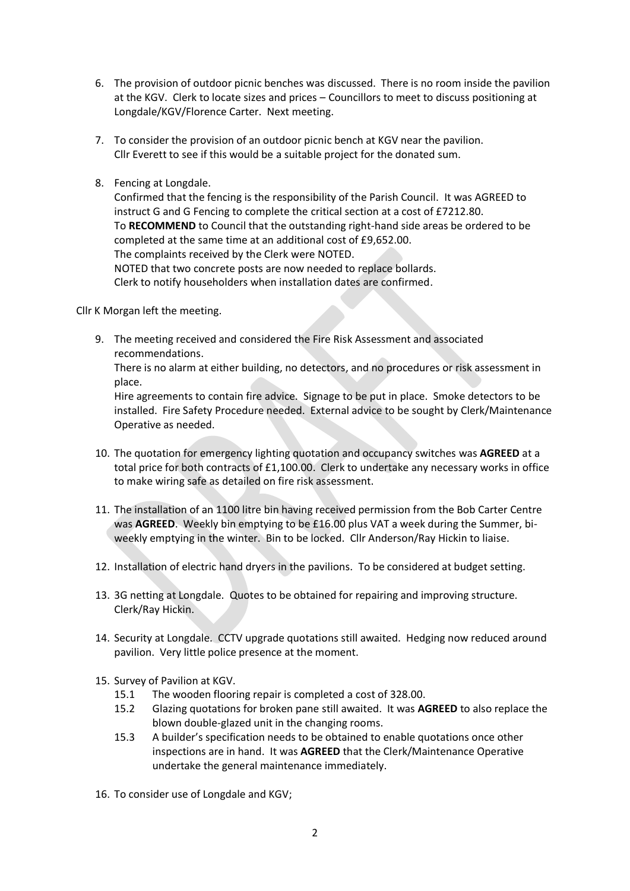6. The provision of outdoor picnic benches was discussed. There is no room inside the pavilion at the KGV. Clerk to locate sizes and prices – Councillors to meet to discuss positioning at Longdale/KGV/Florence Carter. Next meeting.

7. To consider the provision of an outdoor picnic bench at KGV near the pavilion. Cllr Everett to see if this would be a suitable project for the donated sum.

8. Fencing at Longdale.
   Confirmed that the fencing is the responsibility of the Parish Council. It was AGREED to instruct G and G Fencing to complete the critical section at a cost of £7212.80.
   To **RECOMMEND** to Council that the outstanding right-hand side areas be ordered to be completed at the same time at an additional cost of £9,652.00.
   The complaints received by the Clerk were NOTED.
   NOTED that two concrete posts are now needed to replace bollards.
   Clerk to notify householders when installation dates are confirmed.

Cllr K Morgan left the meeting.

9. The meeting received and considered the Fire Risk Assessment and associated recommendations.
   There is no alarm at either building, no detectors, and no procedures or risk assessment in place.
   Hire agreements to contain fire advice. Signage to be put in place. Smoke detectors to be installed. Fire Safety Procedure needed. External advice to be sought by Clerk/Maintenance Operative as needed.

10. The quotation for emergency lighting quotation and occupancy switches was **AGREED** at a total price for both contracts of £1,100.00. Clerk to undertake any necessary works in office to make wiring safe as detailed on fire risk assessment.

11. The installation of an 1100 litre bin having received permission from the Bob Carter Centre was **AGREED**. Weekly bin emptying to be £16.00 plus VAT a week during the Summer, bi-weekly emptying in the winter. Bin to be locked. Cllr Anderson/Ray Hickin to liaise.

12. Installation of electric hand dryers in the pavilions. To be considered at budget setting.

13. 3G netting at Longdale. Quotes to be obtained for repairing and improving structure. Clerk/Ray Hickin.

14. Security at Longdale. CCTV upgrade quotations still awaited. Hedging now reduced around pavilion. Very little police presence at the moment.

15. Survey of Pavilion at KGV.
    15.1 The wooden flooring repair is completed a cost of 328.00.
    15.2 Glazing quotations for broken pane still awaited. It was **AGREED** to also replace the blown double-glazed unit in the changing rooms.
    15.3 A builder's specification needs to be obtained to enable quotations once other inspections are in hand. It was **AGREED** that the Clerk/Maintenance Operative undertake the general maintenance immediately.

16. To consider use of Longdale and KGV;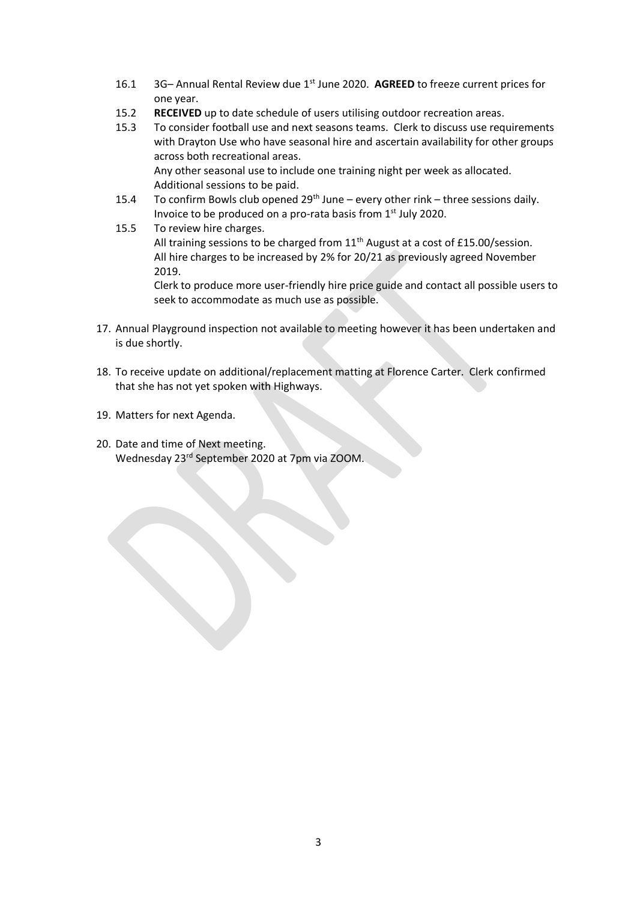16.1 3G– Annual Rental Review due 1st June 2020. **AGREED** to freeze current prices for one year.

15.2 **RECEIVED** up to date schedule of users utilising outdoor recreation areas.

15.3 To consider football use and next seasons teams. Clerk to discuss use requirements with Drayton Use who have seasonal hire and ascertain availability for other groups across both recreational areas.
Any other seasonal use to include one training night per week as allocated. Additional sessions to be paid.

15.4 To confirm Bowls club opened 29th June – every other rink – three sessions daily. Invoice to be produced on a pro-rata basis from 1st July 2020.

15.5 To review hire charges.
All training sessions to be charged from 11th August at a cost of £15.00/session.
All hire charges to be increased by 2% for 20/21 as previously agreed November 2019.
Clerk to produce more user-friendly hire price guide and contact all possible users to seek to accommodate as much use as possible.

17. Annual Playground inspection not available to meeting however it has been undertaken and is due shortly.

18. To receive update on additional/replacement matting at Florence Carter. Clerk confirmed that she has not yet spoken with Highways.

19. Matters for next Agenda.

20. Date and time of Next meeting.
Wednesday 23rd September 2020 at 7pm via ZOOM.